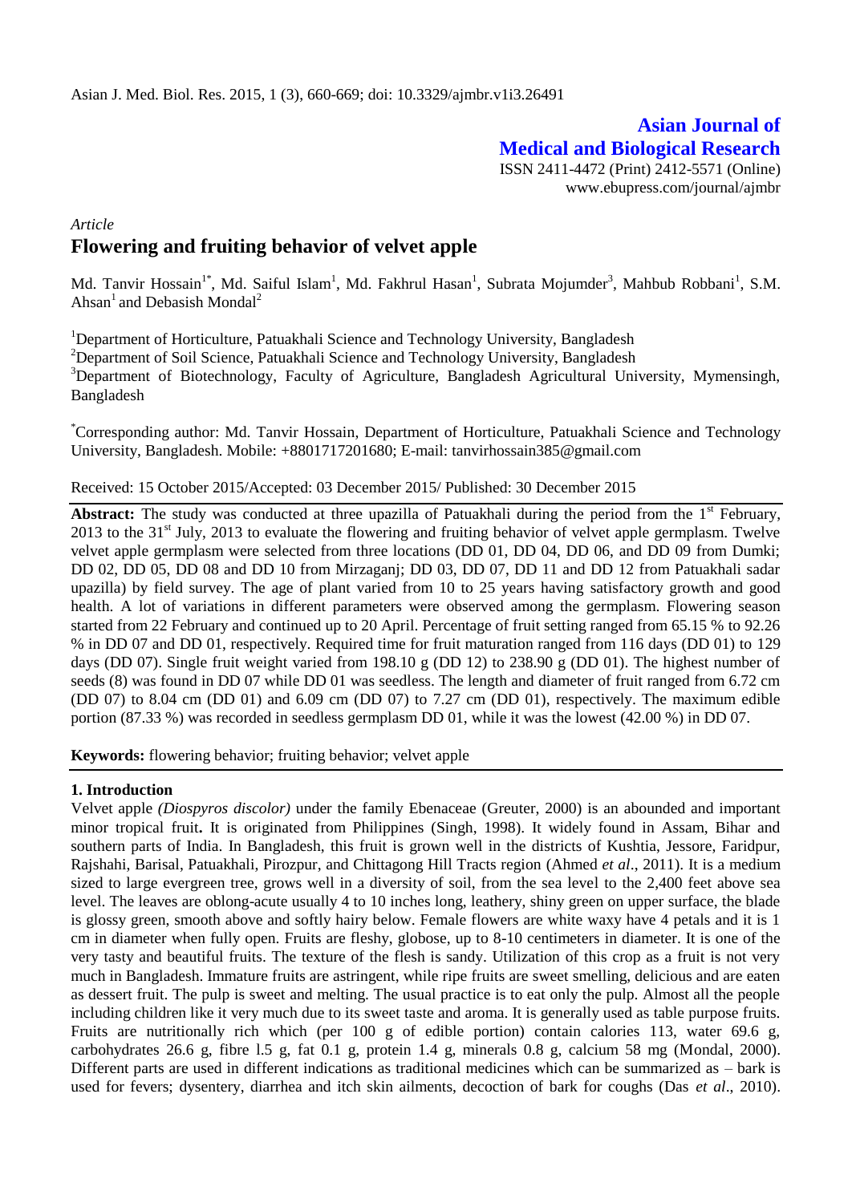**Asian Journal of Medical and Biological Research**

ISSN 2411-4472 (Print) 2412-5571 (Online)
www.ebupress.com/journal/ajmbr

*Article*

# Flowering and fruiting behavior of velvet apple

Md. Tanvir Hossain[1*], Md. Saiful Islam[1], Md. Fakhrul Hasan[1], Subrata Mojumder[3], Mahbub Robbani[1], S.M. Ahsan[1] and Debasish Mondal[2]

[1]Department of Horticulture, Patuakhali Science and Technology University, Bangladesh

[2]Department of Soil Science, Patuakhali Science and Technology University, Bangladesh

[3]Department of Biotechnology, Faculty of Agriculture, Bangladesh Agricultural University, Mymensingh, Bangladesh

[*]Corresponding author: Md. Tanvir Hossain, Department of Horticulture, Patuakhali Science and Technology University, Bangladesh. Mobile: +8801717201680; E-mail: tanvirhossain385@gmail.com

Received: 15 October 2015/Accepted: 03 December 2015/ Published: 30 December 2015

**Abstract:** The study was conducted at three upazilla of Patuakhali during the period from the 1st February, 2013 to the 31st July, 2013 to evaluate the flowering and fruiting behavior of velvet apple germplasm. Twelve velvet apple germplasm were selected from three locations (DD 01, DD 04, DD 06, and DD 09 from Dumki; DD 02, DD 05, DD 08 and DD 10 from Mirzaganj; DD 03, DD 07, DD 11 and DD 12 from Patuakhali sadar upazilla) by field survey. The age of plant varied from 10 to 25 years having satisfactory growth and good health. A lot of variations in different parameters were observed among the germplasm. Flowering season started from 22 February and continued up to 20 April. Percentage of fruit setting ranged from 65.15 % to 92.26 % in DD 07 and DD 01, respectively. Required time for fruit maturation ranged from 116 days (DD 01) to 129 days (DD 07). Single fruit weight varied from 198.10 g (DD 12) to 238.90 g (DD 01). The highest number of seeds (8) was found in DD 07 while DD 01 was seedless. The length and diameter of fruit ranged from 6.72 cm (DD 07) to 8.04 cm (DD 01) and 6.09 cm (DD 07) to 7.27 cm (DD 01), respectively. The maximum edible portion (87.33 %) was recorded in seedless germplasm DD 01, while it was the lowest (42.00 %) in DD 07.

**Keywords:** flowering behavior; fruiting behavior; velvet apple

## 1. Introduction

Velvet apple *(Diospyros discolor)* under the family Ebenaceae (Greuter, 2000) is an abounded and important minor tropical fruit**.** It is originated from Philippines (Singh, 1998). It widely found in Assam, Bihar and southern parts of India. In Bangladesh, this fruit is grown well in the districts of Kushtia, Jessore, Faridpur, Rajshahi, Barisal, Patuakhali, Pirozpur, and Chittagong Hill Tracts region (Ahmed *et al*., 2011). It is a medium sized to large evergreen tree, grows well in a diversity of soil, from the sea level to the 2,400 feet above sea level. The leaves are oblong-acute usually 4 to 10 inches long, leathery, shiny green on upper surface, the blade is glossy green, smooth above and softly hairy below. Female flowers are white waxy have 4 petals and it is 1 cm in diameter when fully open. Fruits are fleshy, globose, up to 8-10 centimeters in diameter. It is one of the very tasty and beautiful fruits. The texture of the flesh is sandy. Utilization of this crop as a fruit is not very much in Bangladesh. Immature fruits are astringent, while ripe fruits are sweet smelling, delicious and are eaten as dessert fruit. The pulp is sweet and melting. The usual practice is to eat only the pulp. Almost all the people including children like it very much due to its sweet taste and aroma. It is generally used as table purpose fruits. Fruits are nutritionally rich which (per 100 g of edible portion) contain calories 113, water 69.6 g, carbohydrates 26.6 g, fibre l.5 g, fat 0.1 g, protein 1.4 g, minerals 0.8 g, calcium 58 mg (Mondal, 2000). Different parts are used in different indications as traditional medicines which can be summarized as – bark is used for fevers; dysentery, diarrhea and itch skin ailments, decoction of bark for coughs (Das *et al*., 2010).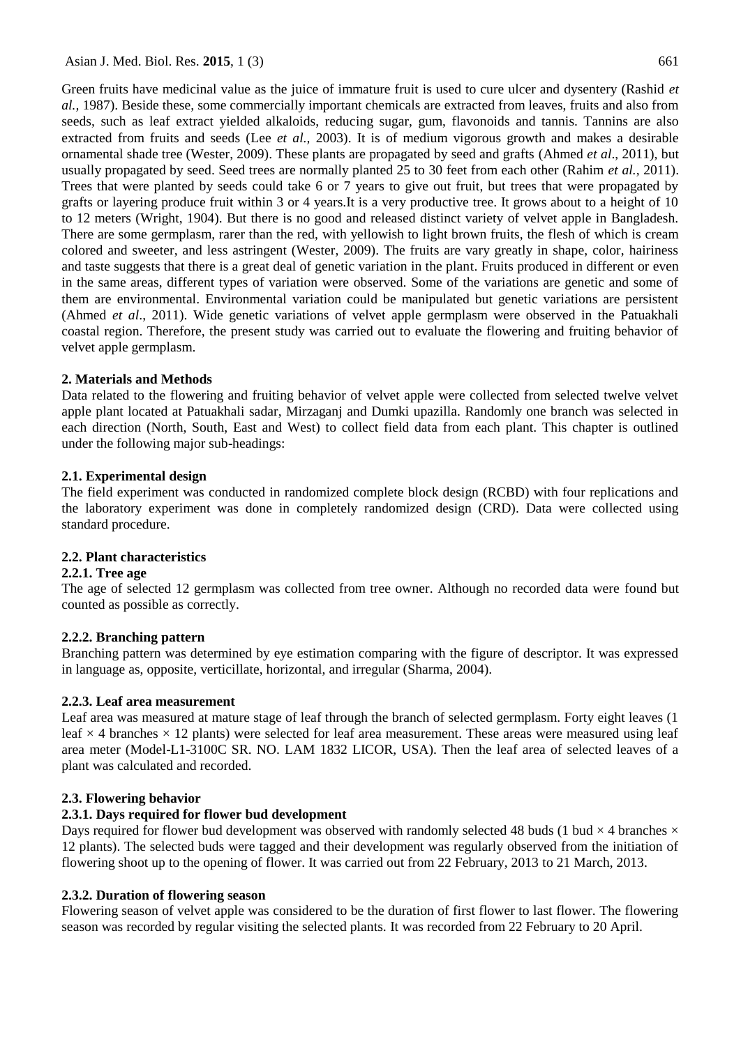Green fruits have medicinal value as the juice of immature fruit is used to cure ulcer and dysentery (Rashid *et al.,* 1987). Beside these, some commercially important chemicals are extracted from leaves, fruits and also from seeds, such as leaf extract yielded alkaloids, reducing sugar, gum, flavonoids and tannis. Tannins are also extracted from fruits and seeds (Lee *et al.,* 2003). It is of medium vigorous growth and makes a desirable ornamental shade tree (Wester, 2009). These plants are propagated by seed and grafts (Ahmed *et al*., 2011), but usually propagated by seed. Seed trees are normally planted 25 to 30 feet from each other (Rahim *et al.*, 2011). Trees that were planted by seeds could take 6 or 7 years to give out fruit, but trees that were propagated by grafts or layering produce fruit within 3 or 4 years.It is a very productive tree. It grows about to a height of 10 to 12 meters (Wright, 1904). But there is no good and released distinct variety of velvet apple in Bangladesh. There are some germplasm, rarer than the red, with yellowish to light brown fruits, the flesh of which is cream colored and sweeter, and less astringent (Wester, 2009). The fruits are vary greatly in shape, color, hairiness and taste suggests that there is a great deal of genetic variation in the plant. Fruits produced in different or even in the same areas, different types of variation were observed. Some of the variations are genetic and some of them are environmental. Environmental variation could be manipulated but genetic variations are persistent (Ahmed *et al*., 2011). Wide genetic variations of velvet apple germplasm were observed in the Patuakhali coastal region. Therefore, the present study was carried out to evaluate the flowering and fruiting behavior of velvet apple germplasm.

## 2. Materials and Methods

Data related to the flowering and fruiting behavior of velvet apple were collected from selected twelve velvet apple plant located at Patuakhali sadar, Mirzaganj and Dumki upazilla. Randomly one branch was selected in each direction (North, South, East and West) to collect field data from each plant. This chapter is outlined under the following major sub-headings:

### 2.1. Experimental design

The field experiment was conducted in randomized complete block design (RCBD) with four replications and the laboratory experiment was done in completely randomized design (CRD). Data were collected using standard procedure.

### 2.2. Plant characteristics

#### 2.2.1. Tree age

The age of selected 12 germplasm was collected from tree owner. Although no recorded data were found but counted as possible as correctly.

#### 2.2.2. Branching pattern

Branching pattern was determined by eye estimation comparing with the figure of descriptor. It was expressed in language as, opposite, verticillate, horizontal, and irregular (Sharma, 2004).

#### 2.2.3. Leaf area measurement

Leaf area was measured at mature stage of leaf through the branch of selected germplasm. Forty eight leaves (1 leaf × 4 branches × 12 plants) were selected for leaf area measurement. These areas were measured using leaf area meter (Model-L1-3100C SR. NO. LAM 1832 LICOR, USA). Then the leaf area of selected leaves of a plant was calculated and recorded.

### 2.3. Flowering behavior

#### 2.3.1. Days required for flower bud development

Days required for flower bud development was observed with randomly selected 48 buds (1 bud × 4 branches × 12 plants). The selected buds were tagged and their development was regularly observed from the initiation of flowering shoot up to the opening of flower. It was carried out from 22 February, 2013 to 21 March, 2013.

#### 2.3.2. Duration of flowering season

Flowering season of velvet apple was considered to be the duration of first flower to last flower. The flowering season was recorded by regular visiting the selected plants. It was recorded from 22 February to 20 April.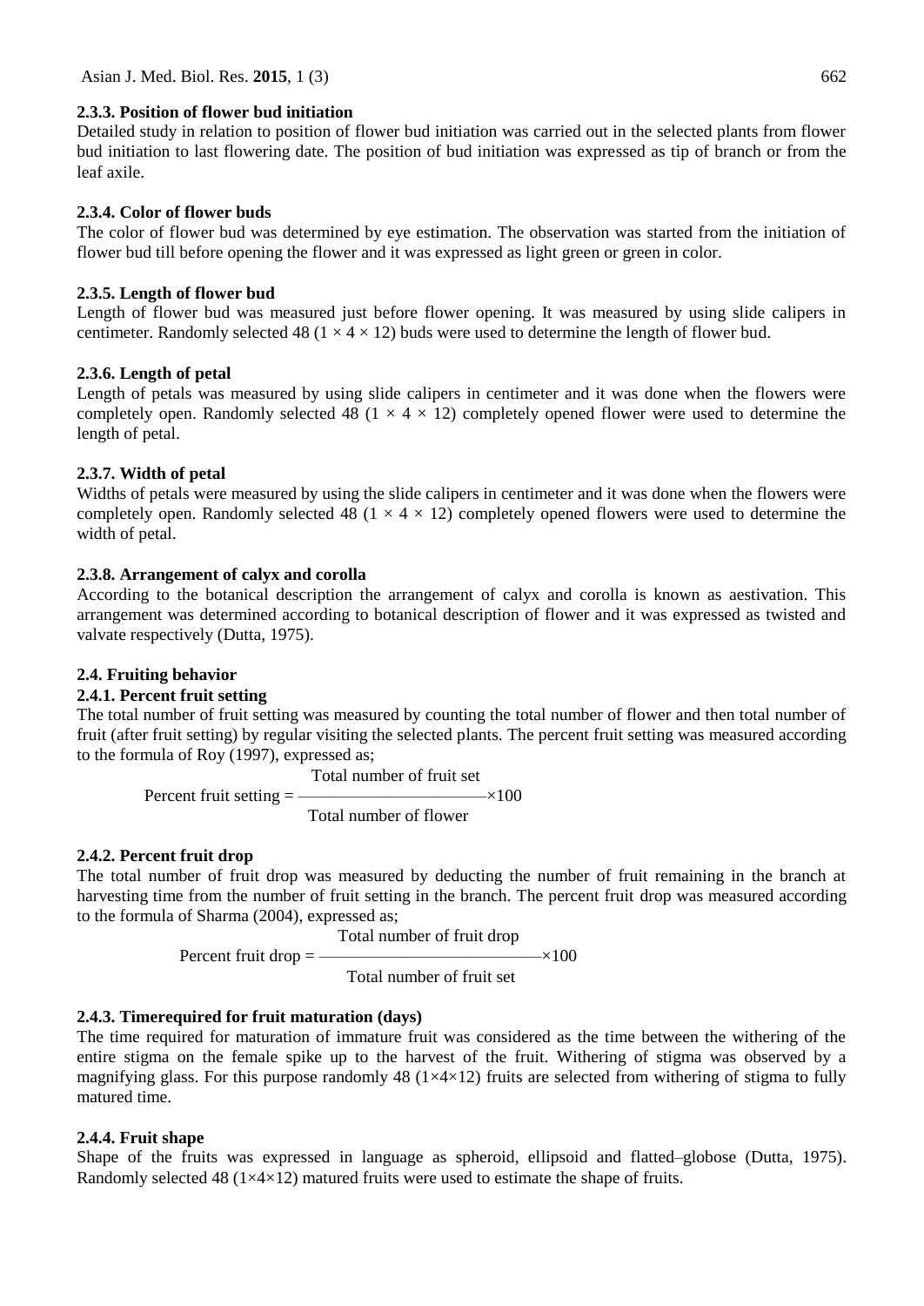### 2.3.3. Position of flower bud initiation

Detailed study in relation to position of flower bud initiation was carried out in the selected plants from flower bud initiation to last flowering date. The position of bud initiation was expressed as tip of branch or from the leaf axile.

### 2.3.4. Color of flower buds

The color of flower bud was determined by eye estimation. The observation was started from the initiation of flower bud till before opening the flower and it was expressed as light green or green in color.

### 2.3.5. Length of flower bud

Length of flower bud was measured just before flower opening. It was measured by using slide calipers in centimeter. Randomly selected 48 ($1 \times 4 \times 12$) buds were used to determine the length of flower bud.

### 2.3.6. Length of petal

Length of petals was measured by using slide calipers in centimeter and it was done when the flowers were completely open. Randomly selected 48 ($1 \times 4 \times 12$) completely opened flower were used to determine the length of petal.

### 2.3.7. Width of petal

Widths of petals were measured by using the slide calipers in centimeter and it was done when the flowers were completely open. Randomly selected 48 ($1 \times 4 \times 12$) completely opened flowers were used to determine the width of petal.

### 2.3.8. Arrangement of calyx and corolla

According to the botanical description the arrangement of calyx and corolla is known as aestivation. This arrangement was determined according to botanical description of flower and it was expressed as twisted and valvate respectively (Dutta, 1975).

## 2.4. Fruiting behavior

### 2.4.1. Percent fruit setting

The total number of fruit setting was measured by counting the total number of flower and then total number of fruit (after fruit setting) by regular visiting the selected plants. The percent fruit setting was measured according to the formula of Roy (1997), expressed as;

$$\text{Percent fruit setting} = \frac{\text{Total number of fruit set}}{\text{Total number of flower}} \times 100$$

### 2.4.2. Percent fruit drop

The total number of fruit drop was measured by deducting the number of fruit remaining in the branch at harvesting time from the number of fruit setting in the branch. The percent fruit drop was measured according to the formula of Sharma (2004), expressed as;

$$\text{Percent fruit drop} = \frac{\text{Total number of fruit drop}}{\text{Total number of fruit set}} \times 100$$

### 2.4.3. Timerequired for fruit maturation (days)

The time required for maturation of immature fruit was considered as the time between the withering of the entire stigma on the female spike up to the harvest of the fruit. Withering of stigma was observed by a magnifying glass. For this purpose randomly 48 ($1\times4\times12$) fruits are selected from withering of stigma to fully matured time.

### 2.4.4. Fruit shape

Shape of the fruits was expressed in language as spheroid, ellipsoid and flatted–globose (Dutta, 1975). Randomly selected 48 ($1\times4\times12$) matured fruits were used to estimate the shape of fruits.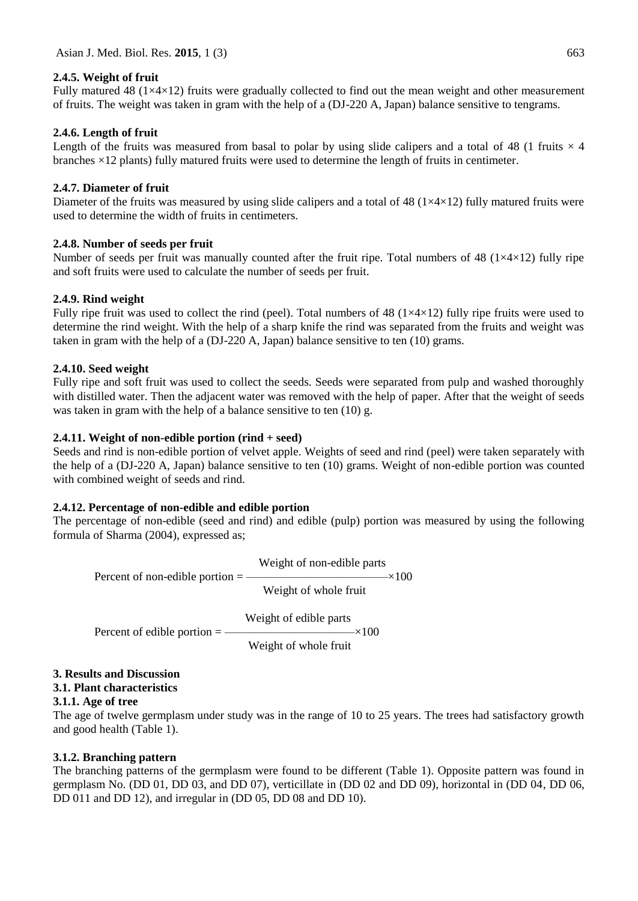### 2.4.5. Weight of fruit

Fully matured 48 (1×4×12) fruits were gradually collected to find out the mean weight and other measurement of fruits. The weight was taken in gram with the help of a (DJ-220 A, Japan) balance sensitive to tengrams.

### 2.4.6. Length of fruit

Length of the fruits was measured from basal to polar by using slide calipers and a total of 48 (1 fruits × 4 branches ×12 plants) fully matured fruits were used to determine the length of fruits in centimeter.

### 2.4.7. Diameter of fruit

Diameter of the fruits was measured by using slide calipers and a total of 48 (1×4×12) fully matured fruits were used to determine the width of fruits in centimeters.

### 2.4.8. Number of seeds per fruit

Number of seeds per fruit was manually counted after the fruit ripe. Total numbers of 48 (1×4×12) fully ripe and soft fruits were used to calculate the number of seeds per fruit.

### 2.4.9. Rind weight

Fully ripe fruit was used to collect the rind (peel). Total numbers of 48 (1×4×12) fully ripe fruits were used to determine the rind weight. With the help of a sharp knife the rind was separated from the fruits and weight was taken in gram with the help of a (DJ-220 A, Japan) balance sensitive to ten (10) grams.

### 2.4.10. Seed weight

Fully ripe and soft fruit was used to collect the seeds. Seeds were separated from pulp and washed thoroughly with distilled water. Then the adjacent water was removed with the help of paper. After that the weight of seeds was taken in gram with the help of a balance sensitive to ten (10) g.

### 2.4.11. Weight of non-edible portion (rind + seed)

Seeds and rind is non-edible portion of velvet apple. Weights of seed and rind (peel) were taken separately with the help of a (DJ-220 A, Japan) balance sensitive to ten (10) grams. Weight of non-edible portion was counted with combined weight of seeds and rind.

### 2.4.12. Percentage of non-edible and edible portion

The percentage of non-edible (seed and rind) and edible (pulp) portion was measured by using the following formula of Sharma (2004), expressed as;

$$\text{Percent of non-edible portion} = \frac{\text{Weight of non-edible parts}}{\text{Weight of whole fruit}} \times 100$$

$$\text{Percent of edible portion} = \frac{\text{Weight of edible parts}}{\text{Weight of whole fruit}} \times 100$$

## 3. Results and Discussion

### 3.1. Plant characteristics

#### 3.1.1. Age of tree

The age of twelve germplasm under study was in the range of 10 to 25 years. The trees had satisfactory growth and good health (Table 1).

#### 3.1.2. Branching pattern

The branching patterns of the germplasm were found to be different (Table 1). Opposite pattern was found in germplasm No. (DD 01, DD 03, and DD 07), verticillate in (DD 02 and DD 09), horizontal in (DD 04, DD 06, DD 011 and DD 12), and irregular in (DD 05, DD 08 and DD 10).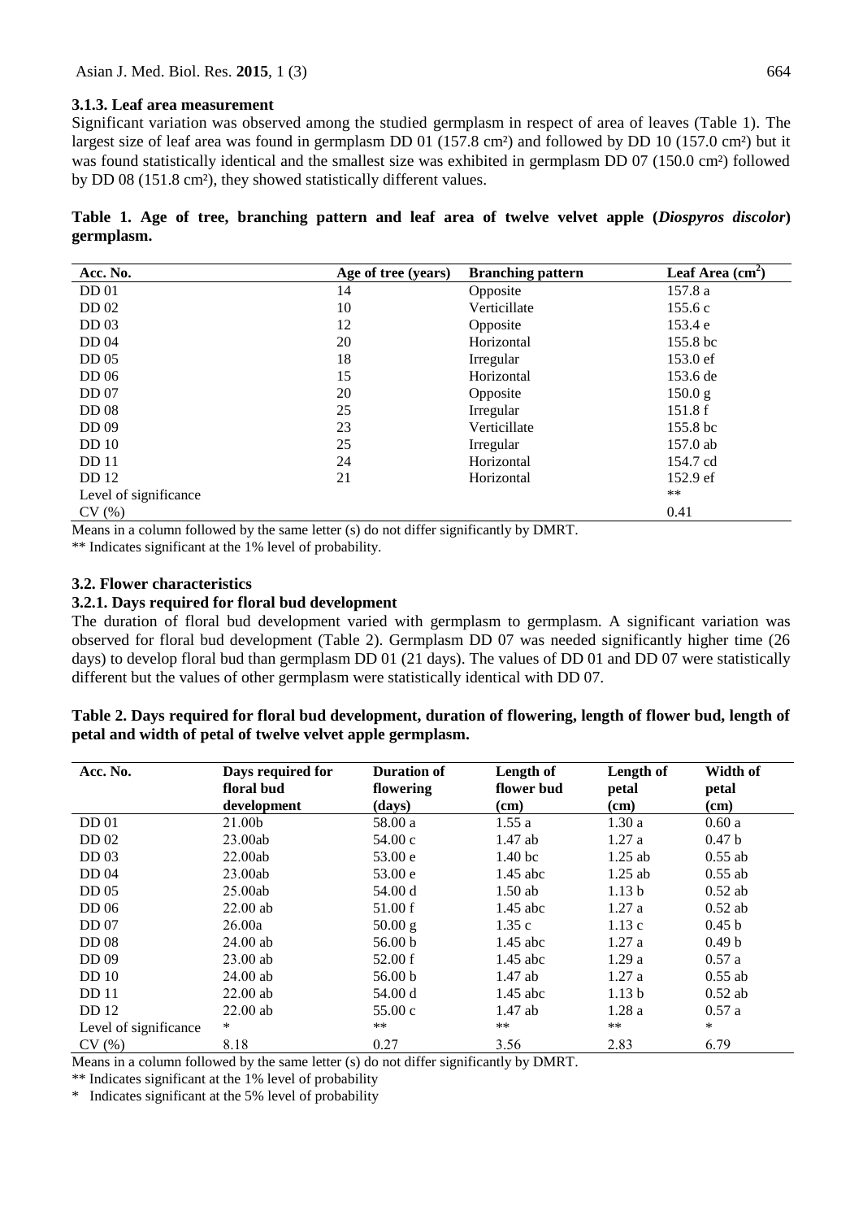### 3.1.3. Leaf area measurement

Significant variation was observed among the studied germplasm in respect of area of leaves (Table 1). The largest size of leaf area was found in germplasm DD 01 (157.8 cm²) and followed by DD 10 (157.0 cm²) but it was found statistically identical and the smallest size was exhibited in germplasm DD 07 (150.0 cm²) followed by DD 08 (151.8 cm²), they showed statistically different values.

**Table 1. Age of tree, branching pattern and leaf area of twelve velvet apple (*Diospyros discolor*) germplasm.**

| Acc. No. | Age of tree (years) | Branching pattern | Leaf Area ($cm^2$) |
|---|---|---|---|
| DD 01 | 14 | Opposite | 157.8 a |
| DD 02 | 10 | Verticillate | 155.6 c |
| DD 03 | 12 | Opposite | 153.4 e |
| DD 04 | 20 | Horizontal | 155.8 bc |
| DD 05 | 18 | Irregular | 153.0 ef |
| DD 06 | 15 | Horizontal | 153.6 de |
| DD 07 | 20 | Opposite | 150.0 g |
| DD 08 | 25 | Irregular | 151.8 f |
| DD 09 | 23 | Verticillate | 155.8 bc |
| DD 10 | 25 | Irregular | 157.0 ab |
| DD 11 | 24 | Horizontal | 154.7 cd |
| DD 12 | 21 | Horizontal | 152.9 ef |
| Level of significance | | | ** |
| CV (%) | | | 0.41 |

Means in a column followed by the same letter (s) do not differ significantly by DMRT.

** Indicates significant at the 1% level of probability.

### 3.2. Flower characteristics

### 3.2.1. Days required for floral bud development

The duration of floral bud development varied with germplasm to germplasm. A significant variation was observed for floral bud development (Table 2). Germplasm DD 07 was needed significantly higher time (26 days) to develop floral bud than germplasm DD 01 (21 days). The values of DD 01 and DD 07 were statistically different but the values of other germplasm were statistically identical with DD 07.

**Table 2. Days required for floral bud development, duration of flowering, length of flower bud, length of petal and width of petal of twelve velvet apple germplasm.**

| Acc. No. | Days required for floral bud development | Duration of flowering (days) | Length of flower bud (cm) | Length of petal (cm) | Width of petal (cm) |
|---|---|---|---|---|---|
| DD 01 | 21.00b | 58.00 a | 1.55 a | 1.30 a | 0.60 a |
| DD 02 | 23.00ab | 54.00 c | 1.47 ab | 1.27 a | 0.47 b |
| DD 03 | 22.00ab | 53.00 e | 1.40 bc | 1.25 ab | 0.55 ab |
| DD 04 | 23.00ab | 53.00 e | 1.45 abc | 1.25 ab | 0.55 ab |
| DD 05 | 25.00ab | 54.00 d | 1.50 ab | 1.13 b | 0.52 ab |
| DD 06 | 22.00 ab | 51.00 f | 1.45 abc | 1.27 a | 0.52 ab |
| DD 07 | 26.00a | 50.00 g | 1.35 c | 1.13 c | 0.45 b |
| DD 08 | 24.00 ab | 56.00 b | 1.45 abc | 1.27 a | 0.49 b |
| DD 09 | 23.00 ab | 52.00 f | 1.45 abc | 1.29 a | 0.57 a |
| DD 10 | 24.00 ab | 56.00 b | 1.47 ab | 1.27 a | 0.55 ab |
| DD 11 | 22.00 ab | 54.00 d | 1.45 abc | 1.13 b | 0.52 ab |
| DD 12 | 22.00 ab | 55.00 c | 1.47 ab | 1.28 a | 0.57 a |
| Level of significance | * | ** | ** | ** | * |
| CV (%) | 8.18 | 0.27 | 3.56 | 2.83 | 6.79 |

Means in a column followed by the same letter (s) do not differ significantly by DMRT.

** Indicates significant at the 1% level of probability

\* Indicates significant at the 5% level of probability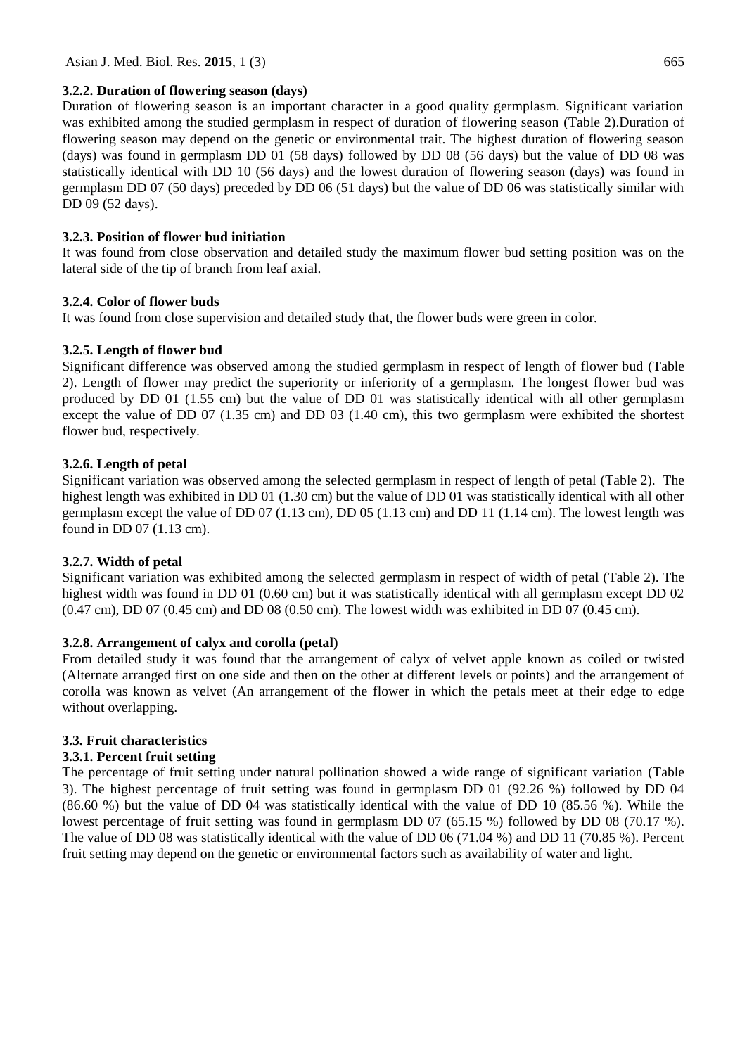### 3.2.2. Duration of flowering season (days)

Duration of flowering season is an important character in a good quality germplasm. Significant variation was exhibited among the studied germplasm in respect of duration of flowering season (Table 2).Duration of flowering season may depend on the genetic or environmental trait. The highest duration of flowering season (days) was found in germplasm DD 01 (58 days) followed by DD 08 (56 days) but the value of DD 08 was statistically identical with DD 10 (56 days) and the lowest duration of flowering season (days) was found in germplasm DD 07 (50 days) preceded by DD 06 (51 days) but the value of DD 06 was statistically similar with DD 09 (52 days).

### 3.2.3. Position of flower bud initiation

It was found from close observation and detailed study the maximum flower bud setting position was on the lateral side of the tip of branch from leaf axial.

### 3.2.4. Color of flower buds

It was found from close supervision and detailed study that, the flower buds were green in color.

### 3.2.5. Length of flower bud

Significant difference was observed among the studied germplasm in respect of length of flower bud (Table 2). Length of flower may predict the superiority or inferiority of a germplasm. The longest flower bud was produced by DD 01 (1.55 cm) but the value of DD 01 was statistically identical with all other germplasm except the value of DD 07 (1.35 cm) and DD 03 (1.40 cm), this two germplasm were exhibited the shortest flower bud, respectively.

### 3.2.6. Length of petal

Significant variation was observed among the selected germplasm in respect of length of petal (Table 2). The highest length was exhibited in DD 01 (1.30 cm) but the value of DD 01 was statistically identical with all other germplasm except the value of DD 07 (1.13 cm), DD 05 (1.13 cm) and DD 11 (1.14 cm). The lowest length was found in DD 07 (1.13 cm).

### 3.2.7. Width of petal

Significant variation was exhibited among the selected germplasm in respect of width of petal (Table 2). The highest width was found in DD 01 (0.60 cm) but it was statistically identical with all germplasm except DD 02 (0.47 cm), DD 07 (0.45 cm) and DD 08 (0.50 cm). The lowest width was exhibited in DD 07 (0.45 cm).

### 3.2.8. Arrangement of calyx and corolla (petal)

From detailed study it was found that the arrangement of calyx of velvet apple known as coiled or twisted (Alternate arranged first on one side and then on the other at different levels or points) and the arrangement of corolla was known as velvet (An arrangement of the flower in which the petals meet at their edge to edge without overlapping.

## 3.3. Fruit characteristics

### 3.3.1. Percent fruit setting

The percentage of fruit setting under natural pollination showed a wide range of significant variation (Table 3). The highest percentage of fruit setting was found in germplasm DD 01 (92.26 %) followed by DD 04 (86.60 %) but the value of DD 04 was statistically identical with the value of DD 10 (85.56 %). While the lowest percentage of fruit setting was found in germplasm DD 07 (65.15 %) followed by DD 08 (70.17 %). The value of DD 08 was statistically identical with the value of DD 06 (71.04 %) and DD 11 (70.85 %). Percent fruit setting may depend on the genetic or environmental factors such as availability of water and light.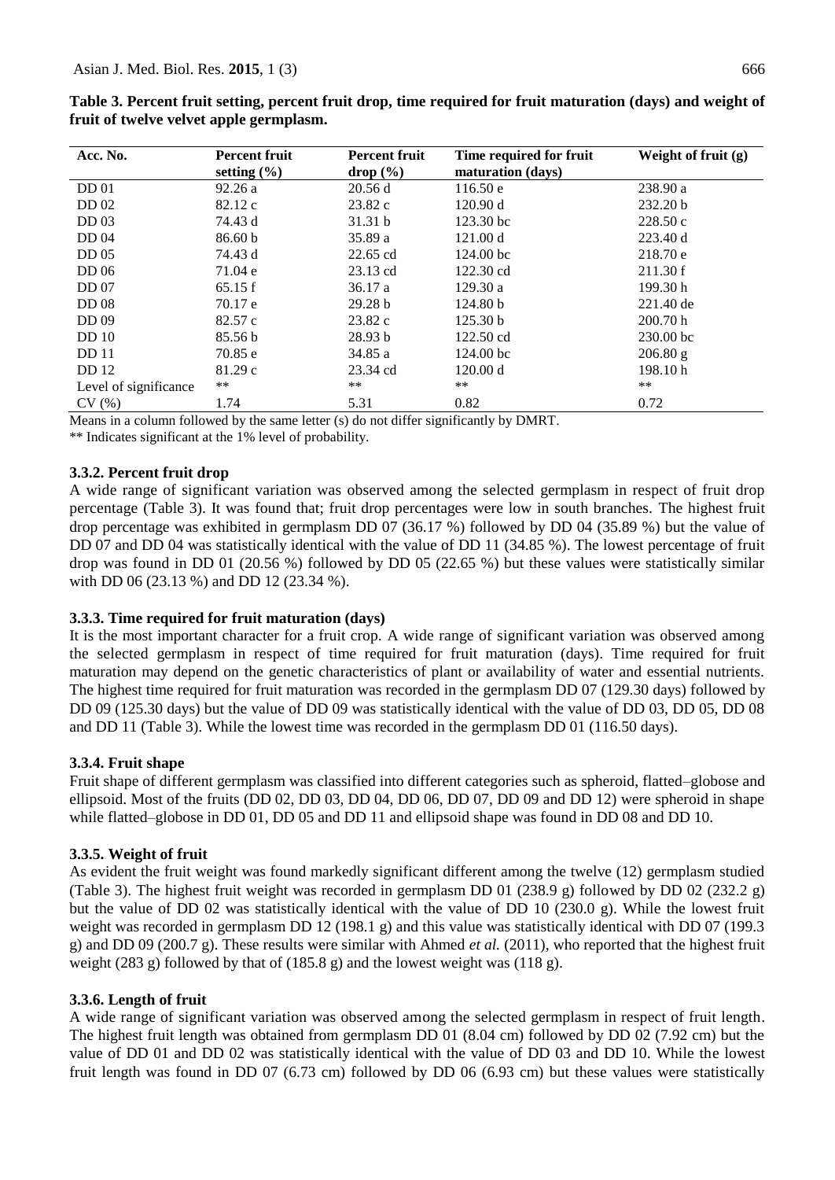**Table 3. Percent fruit setting, percent fruit drop, time required for fruit maturation (days) and weight of fruit of twelve velvet apple germplasm.**

| Acc. No. | Percent fruit setting (%) | Percent fruit drop (%) | Time required for fruit maturation (days) | Weight of fruit (g) |
|---|---|---|---|---|
| DD 01 | 92.26 a | 20.56 d | 116.50 e | 238.90 a |
| DD 02 | 82.12 c | 23.82 c | 120.90 d | 232.20 b |
| DD 03 | 74.43 d | 31.31 b | 123.30 bc | 228.50 c |
| DD 04 | 86.60 b | 35.89 a | 121.00 d | 223.40 d |
| DD 05 | 74.43 d | 22.65 cd | 124.00 bc | 218.70 e |
| DD 06 | 71.04 e | 23.13 cd | 122.30 cd | 211.30 f |
| DD 07 | 65.15 f | 36.17 a | 129.30 a | 199.30 h |
| DD 08 | 70.17 e | 29.28 b | 124.80 b | 221.40 de |
| DD 09 | 82.57 c | 23.82 c | 125.30 b | 200.70 h |
| DD 10 | 85.56 b | 28.93 b | 122.50 cd | 230.00 bc |
| DD 11 | 70.85 e | 34.85 a | 124.00 bc | 206.80 g |
| DD 12 | 81.29 c | 23.34 cd | 120.00 d | 198.10 h |
| Level of significance | ** | ** | ** | ** |
| CV (%) | 1.74 | 5.31 | 0.82 | 0.72 |

Means in a column followed by the same letter (s) do not differ significantly by DMRT.

** Indicates significant at the 1% level of probability.

### 3.3.2. Percent fruit drop

A wide range of significant variation was observed among the selected germplasm in respect of fruit drop percentage (Table 3). It was found that; fruit drop percentages were low in south branches. The highest fruit drop percentage was exhibited in germplasm DD 07 (36.17 %) followed by DD 04 (35.89 %) but the value of DD 07 and DD 04 was statistically identical with the value of DD 11 (34.85 %). The lowest percentage of fruit drop was found in DD 01 (20.56 %) followed by DD 05 (22.65 %) but these values were statistically similar with DD 06 (23.13 %) and DD 12 (23.34 %).

### 3.3.3. Time required for fruit maturation (days)

It is the most important character for a fruit crop. A wide range of significant variation was observed among the selected germplasm in respect of time required for fruit maturation (days). Time required for fruit maturation may depend on the genetic characteristics of plant or availability of water and essential nutrients. The highest time required for fruit maturation was recorded in the germplasm DD 07 (129.30 days) followed by DD 09 (125.30 days) but the value of DD 09 was statistically identical with the value of DD 03, DD 05, DD 08 and DD 11 (Table 3). While the lowest time was recorded in the germplasm DD 01 (116.50 days).

### 3.3.4. Fruit shape

Fruit shape of different germplasm was classified into different categories such as spheroid, flatted–globose and ellipsoid. Most of the fruits (DD 02, DD 03, DD 04, DD 06, DD 07, DD 09 and DD 12) were spheroid in shape while flatted–globose in DD 01, DD 05 and DD 11 and ellipsoid shape was found in DD 08 and DD 10.

### 3.3.5. Weight of fruit

As evident the fruit weight was found markedly significant different among the twelve (12) germplasm studied (Table 3). The highest fruit weight was recorded in germplasm DD 01 (238.9 g) followed by DD 02 (232.2 g) but the value of DD 02 was statistically identical with the value of DD 10 (230.0 g). While the lowest fruit weight was recorded in germplasm DD 12 (198.1 g) and this value was statistically identical with DD 07 (199.3 g) and DD 09 (200.7 g). These results were similar with Ahmed *et al.* (2011), who reported that the highest fruit weight (283 g) followed by that of (185.8 g) and the lowest weight was (118 g).

### 3.3.6. Length of fruit

A wide range of significant variation was observed among the selected germplasm in respect of fruit length. The highest fruit length was obtained from germplasm DD 01 (8.04 cm) followed by DD 02 (7.92 cm) but the value of DD 01 and DD 02 was statistically identical with the value of DD 03 and DD 10. While the lowest fruit length was found in DD 07 (6.73 cm) followed by DD 06 (6.93 cm) but these values were statistically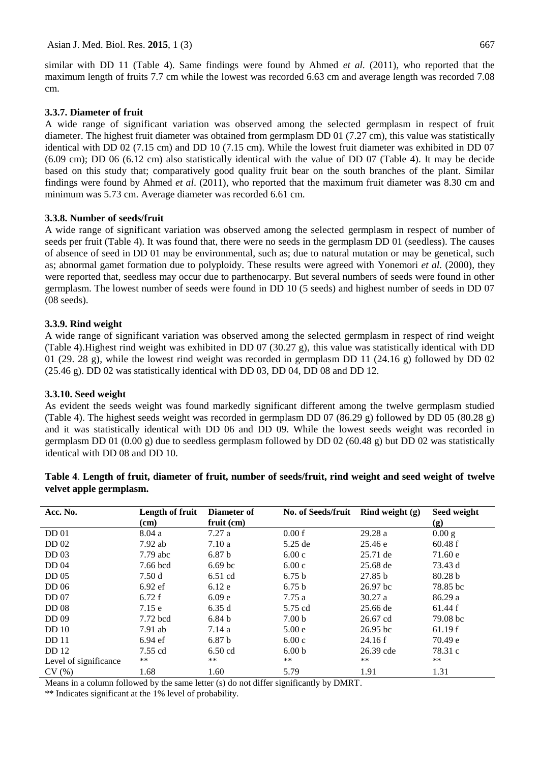similar with DD 11 (Table 4). Same findings were found by Ahmed *et al*. (2011), who reported that the maximum length of fruits 7.7 cm while the lowest was recorded 6.63 cm and average length was recorded 7.08 cm.

### 3.3.7. Diameter of fruit

A wide range of significant variation was observed among the selected germplasm in respect of fruit diameter. The highest fruit diameter was obtained from germplasm DD 01 (7.27 cm), this value was statistically identical with DD 02 (7.15 cm) and DD 10 (7.15 cm). While the lowest fruit diameter was exhibited in DD 07 (6.09 cm); DD 06 (6.12 cm) also statistically identical with the value of DD 07 (Table 4). It may be decide based on this study that; comparatively good quality fruit bear on the south branches of the plant. Similar findings were found by Ahmed *et al*. (2011), who reported that the maximum fruit diameter was 8.30 cm and minimum was 5.73 cm. Average diameter was recorded 6.61 cm.

### 3.3.8. Number of seeds/fruit

A wide range of significant variation was observed among the selected germplasm in respect of number of seeds per fruit (Table 4). It was found that, there were no seeds in the germplasm DD 01 (seedless). The causes of absence of seed in DD 01 may be environmental, such as; due to natural mutation or may be genetical, such as; abnormal gamet formation due to polyploidy. These results were agreed with Yonemori *et al.* (2000), they were reported that, seedless may occur due to parthenocarpy. But several numbers of seeds were found in other germplasm. The lowest number of seeds were found in DD 10 (5 seeds) and highest number of seeds in DD 07 (08 seeds).

### 3.3.9. Rind weight

A wide range of significant variation was observed among the selected germplasm in respect of rind weight (Table 4).Highest rind weight was exhibited in DD 07 (30.27 g), this value was statistically identical with DD 01 (29. 28 g), while the lowest rind weight was recorded in germplasm DD 11 (24.16 g) followed by DD 02 (25.46 g). DD 02 was statistically identical with DD 03, DD 04, DD 08 and DD 12.

### 3.3.10. Seed weight

As evident the seeds weight was found markedly significant different among the twelve germplasm studied (Table 4). The highest seeds weight was recorded in germplasm DD 07 (86.29 g) followed by DD 05 (80.28 g) and it was statistically identical with DD 06 and DD 09. While the lowest seeds weight was recorded in germplasm DD 01 (0.00 g) due to seedless germplasm followed by DD 02 (60.48 g) but DD 02 was statistically identical with DD 08 and DD 10.

**Table 4**. **Length of fruit, diameter of fruit, number of seeds/fruit, rind weight and seed weight of twelve velvet apple germplasm.**

| Acc. No. | Length of fruit (cm) | Diameter of fruit (cm) | No. of Seeds/fruit | Rind weight (g) | Seed weight (g) |
|---|---|---|---|---|---|
| DD 01 | 8.04 a | 7.27 a | 0.00 f | 29.28 a | 0.00 g |
| DD 02 | 7.92 ab | 7.10 a | 5.25 de | 25.46 e | 60.48 f |
| DD 03 | 7.79 abc | 6.87 b | 6.00 c | 25.71 de | 71.60 e |
| DD 04 | 7.66 bcd | 6.69 bc | 6.00 c | 25.68 de | 73.43 d |
| DD 05 | 7.50 d | 6.51 cd | 6.75 b | 27.85 b | 80.28 b |
| DD 06 | 6.92 ef | 6.12 e | 6.75 b | 26.97 bc | 78.85 bc |
| DD 07 | 6.72 f | 6.09 e | 7.75 a | 30.27 a | 86.29 a |
| DD 08 | 7.15 e | 6.35 d | 5.75 cd | 25.66 de | 61.44 f |
| DD 09 | 7.72 bcd | 6.84 b | 7.00 b | 26.67 cd | 79.08 bc |
| DD 10 | 7.91 ab | 7.14 a | 5.00 e | 26.95 bc | 61.19 f |
| DD 11 | 6.94 ef | 6.87 b | 6.00 c | 24.16 f | 70.49 e |
| DD 12 | 7.55 cd | 6.50 cd | 6.00 b | 26.39 cde | 78.31 c |
| Level of significance | ** | ** | ** | ** | ** |
| CV (%) | 1.68 | 1.60 | 5.79 | 1.91 | 1.31 |

Means in a column followed by the same letter (s) do not differ significantly by DMRT.

** Indicates significant at the 1% level of probability.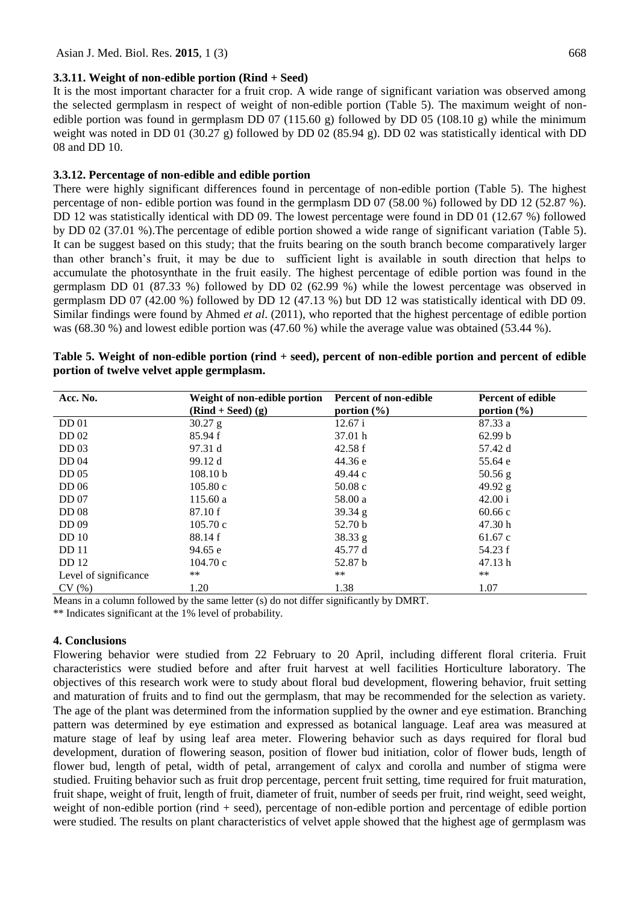### 3.3.11. Weight of non-edible portion (Rind + Seed)

It is the most important character for a fruit crop. A wide range of significant variation was observed among the selected germplasm in respect of weight of non-edible portion (Table 5). The maximum weight of non-edible portion was found in germplasm DD 07 (115.60 g) followed by DD 05 (108.10 g) while the minimum weight was noted in DD 01 (30.27 g) followed by DD 02 (85.94 g). DD 02 was statistically identical with DD 08 and DD 10.

### 3.3.12. Percentage of non-edible and edible portion

There were highly significant differences found in percentage of non-edible portion (Table 5). The highest percentage of non- edible portion was found in the germplasm DD 07 (58.00 %) followed by DD 12 (52.87 %). DD 12 was statistically identical with DD 09. The lowest percentage were found in DD 01 (12.67 %) followed by DD 02 (37.01 %).The percentage of edible portion showed a wide range of significant variation (Table 5). It can be suggest based on this study; that the fruits bearing on the south branch become comparatively larger than other branch's fruit, it may be due to sufficient light is available in south direction that helps to accumulate the photosynthate in the fruit easily. The highest percentage of edible portion was found in the germplasm DD 01 (87.33 %) followed by DD 02 (62.99 %) while the lowest percentage was observed in germplasm DD 07 (42.00 %) followed by DD 12 (47.13 %) but DD 12 was statistically identical with DD 09. Similar findings were found by Ahmed *et al*. (2011), who reported that the highest percentage of edible portion was (68.30 %) and lowest edible portion was (47.60 %) while the average value was obtained (53.44 %).

**Table 5. Weight of non-edible portion (rind + seed), percent of non-edible portion and percent of edible portion of twelve velvet apple germplasm.**

| Acc. No. | Weight of non-edible portion (Rind + Seed) (g) | Percent of non-edible portion (%) | Percent of edible portion (%) |
|---|---|---|---|
| DD 01 | 30.27 g | 12.67 i | 87.33 a |
| DD 02 | 85.94 f | 37.01 h | 62.99 b |
| DD 03 | 97.31 d | 42.58 f | 57.42 d |
| DD 04 | 99.12 d | 44.36 e | 55.64 e |
| DD 05 | 108.10 b | 49.44 c | 50.56 g |
| DD 06 | 105.80 c | 50.08 c | 49.92 g |
| DD 07 | 115.60 a | 58.00 a | 42.00 i |
| DD 08 | 87.10 f | 39.34 g | 60.66 c |
| DD 09 | 105.70 c | 52.70 b | 47.30 h |
| DD 10 | 88.14 f | 38.33 g | 61.67 c |
| DD 11 | 94.65 e | 45.77 d | 54.23 f |
| DD 12 | 104.70 c | 52.87 b | 47.13 h |
| Level of significance | ** | ** | ** |
| CV (%) | 1.20 | 1.38 | 1.07 |

Means in a column followed by the same letter (s) do not differ significantly by DMRT.

** Indicates significant at the 1% level of probability.

## 4. Conclusions

Flowering behavior were studied from 22 February to 20 April, including different floral criteria. Fruit characteristics were studied before and after fruit harvest at well facilities Horticulture laboratory. The objectives of this research work were to study about floral bud development, flowering behavior, fruit setting and maturation of fruits and to find out the germplasm, that may be recommended for the selection as variety. The age of the plant was determined from the information supplied by the owner and eye estimation. Branching pattern was determined by eye estimation and expressed as botanical language. Leaf area was measured at mature stage of leaf by using leaf area meter. Flowering behavior such as days required for floral bud development, duration of flowering season, position of flower bud initiation, color of flower buds, length of flower bud, length of petal, width of petal, arrangement of calyx and corolla and number of stigma were studied. Fruiting behavior such as fruit drop percentage, percent fruit setting, time required for fruit maturation, fruit shape, weight of fruit, length of fruit, diameter of fruit, number of seeds per fruit, rind weight, seed weight, weight of non-edible portion (rind + seed), percentage of non-edible portion and percentage of edible portion were studied. The results on plant characteristics of velvet apple showed that the highest age of germplasm was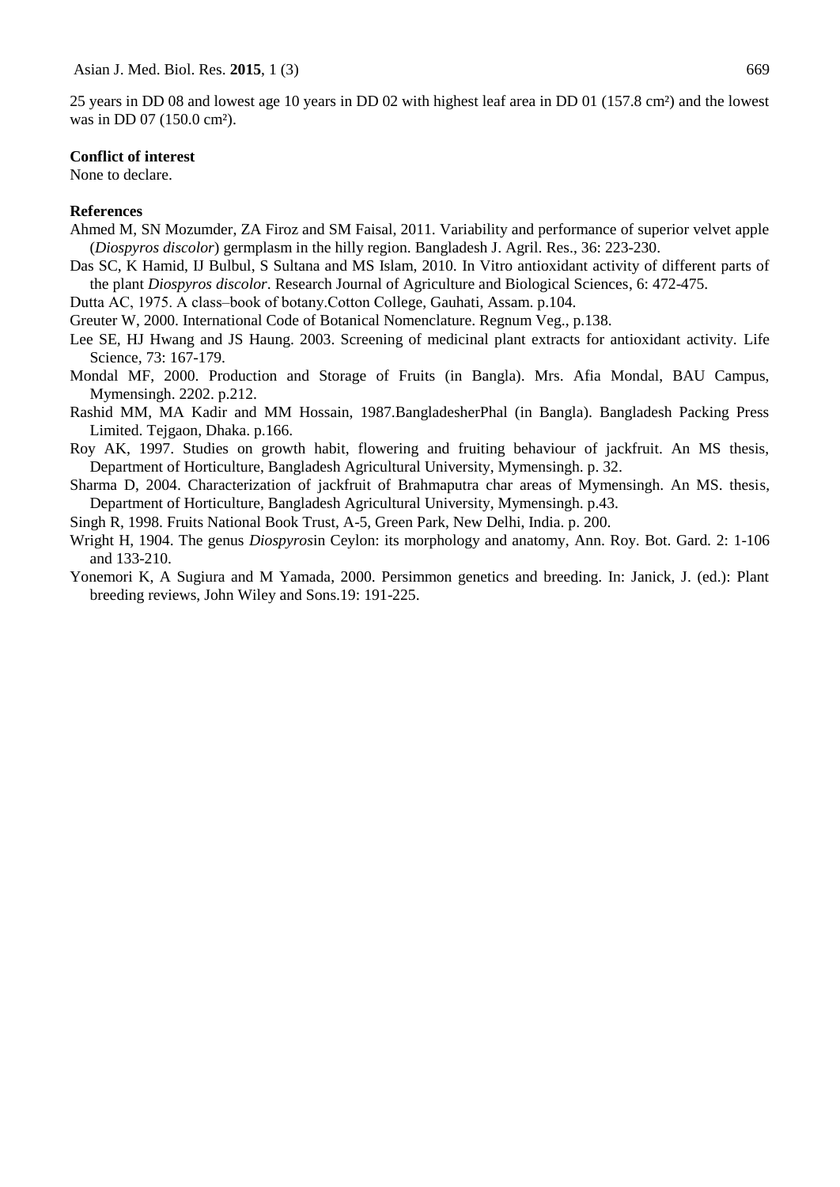25 years in DD 08 and lowest age 10 years in DD 02 with highest leaf area in DD 01 (157.8 cm²) and the lowest was in DD 07 (150.0 cm²).

**Conflict of interest**

None to declare.

**References**

Ahmed M, SN Mozumder, ZA Firoz and SM Faisal, 2011. Variability and performance of superior velvet apple (*Diospyros discolor*) germplasm in the hilly region. Bangladesh J. Agril. Res., 36: 223-230.

Das SC, K Hamid, IJ Bulbul, S Sultana and MS Islam, 2010. In Vitro antioxidant activity of different parts of the plant *Diospyros discolor*. Research Journal of Agriculture and Biological Sciences, 6: 472-475.

Dutta AC, 1975. A class–book of botany.Cotton College, Gauhati, Assam. p.104.

Greuter W, 2000. International Code of Botanical Nomenclature. Regnum Veg., p.138.

Lee SE, HJ Hwang and JS Haung. 2003. Screening of medicinal plant extracts for antioxidant activity. Life Science, 73: 167-179.

Mondal MF, 2000. Production and Storage of Fruits (in Bangla). Mrs. Afia Mondal, BAU Campus, Mymensingh. 2202. p.212.

Rashid MM, MA Kadir and MM Hossain, 1987.BangladesherPhal (in Bangla). Bangladesh Packing Press Limited. Tejgaon, Dhaka. p.166.

Roy AK, 1997. Studies on growth habit, flowering and fruiting behaviour of jackfruit. An MS thesis, Department of Horticulture, Bangladesh Agricultural University, Mymensingh. p. 32.

Sharma D, 2004. Characterization of jackfruit of Brahmaputra char areas of Mymensingh. An MS. thesis, Department of Horticulture, Bangladesh Agricultural University, Mymensingh. p.43.

Singh R, 1998. Fruits National Book Trust, A-5, Green Park, New Delhi, India. p. 200.

Wright H, 1904. The genus *Diospyros*in Ceylon: its morphology and anatomy, Ann. Roy. Bot. Gard. 2: 1-106 and 133-210.

Yonemori K, A Sugiura and M Yamada, 2000. Persimmon genetics and breeding. In: Janick, J. (ed.): Plant breeding reviews, John Wiley and Sons.19: 191-225.